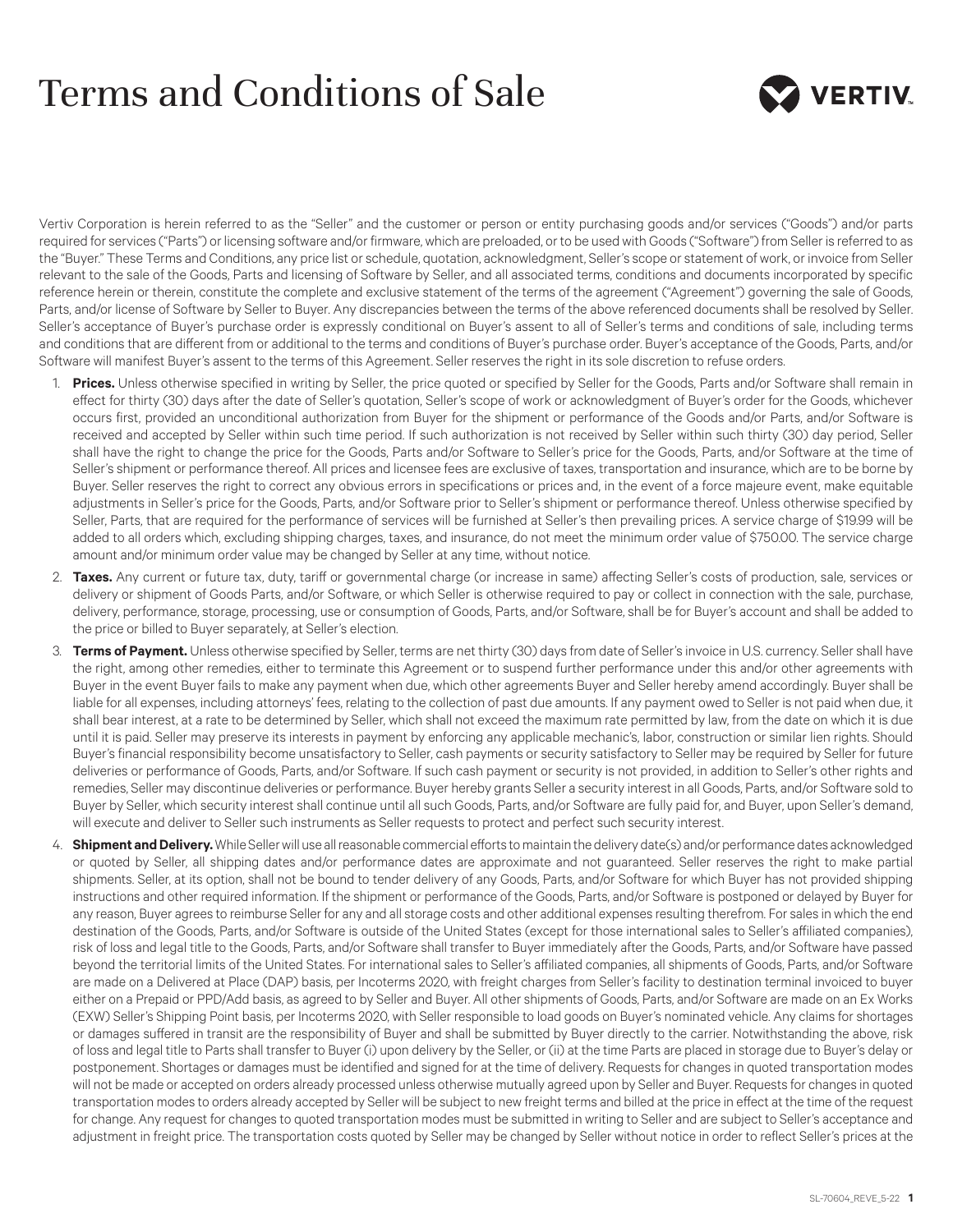# Terms and Conditions of Sale

Vertiv Corporation is herein referred to as the "Seller" and the customer or person or entity purchasing goods and/or services ("Goods") and/or parts required for services ("Parts") or licensing software and/or firmware, which are preloaded, or to be used with Goods ("Software") from Seller is referred to as the "Buyer." These Terms and Conditions, any price list or schedule, quotation, acknowledgment, Seller's scope or statement of work, or invoice from Seller relevant to the sale of the Goods, Parts and licensing of Software by Seller, and all associated terms, conditions and documents incorporated by specific reference herein or therein, constitute the complete and exclusive statement of the terms of the agreement ("Agreement") governing the sale of Goods, Parts, and/or license of Software by Seller to Buyer. Any discrepancies between the terms of the above referenced documents shall be resolved by Seller. Seller's acceptance of Buyer's purchase order is expressly conditional on Buyer's assent to all of Seller's terms and conditions of sale, including terms and conditions that are different from or additional to the terms and conditions of Buyer's purchase order. Buyer's acceptance of the Goods, Parts, and/or Software will manifest Buyer's assent to the terms of this Agreement. Seller reserves the right in its sole discretion to refuse orders.

1. **Prices.** Unless otherwise specified in writing by Seller, the price quoted or specified by Seller for the Goods, Parts and/or Software shall remain in effect for thirty (30) days after the date of Seller's quotation, Seller's scope of work or acknowledgment of Buyer's order for the Goods, whichever occurs first, provided an unconditional authorization from Buyer for the shipment or performance of the Goods and/or Parts, and/or Software is received and accepted by Seller within such time period. If such authorization is not received by Seller within such thirty (30) day period, Seller shall have the right to change the price for the Goods, Parts and/or Software to Seller's price for the Goods, Parts, and/or Software at the time of Seller's shipment or performance thereof. All prices and licensee fees are exclusive of taxes, transportation and insurance, which are to be borne by Buyer. Seller reserves the right to correct any obvious errors in specifications or prices and, in the event of a force majeure event, make equitable adjustments in Seller's price for the Goods, Parts, and/or Software prior to Seller's shipment or performance thereof. Unless otherwise specified by Seller, Parts, that are required for the performance of services will be furnished at Seller's then prevailing prices. A service charge of $19.99 will be added to all orders which, excluding shipping charges, taxes, and insurance, do not meet the minimum order value of $750.00. The service charge amount and/or minimum order value may be changed by Seller at any time, without notice.

2. **Taxes.** Any current or future tax, duty, tariff or governmental charge (or increase in same) affecting Seller's costs of production, sale, services or delivery or shipment of Goods Parts, and/or Software, or which Seller is otherwise required to pay or collect in connection with the sale, purchase, delivery, performance, storage, processing, use or consumption of Goods, Parts, and/or Software, shall be for Buyer's account and shall be added to the price or billed to Buyer separately, at Seller's election.

3. **Terms of Payment.** Unless otherwise specified by Seller, terms are net thirty (30) days from date of Seller's invoice in U.S. currency. Seller shall have the right, among other remedies, either to terminate this Agreement or to suspend further performance under this and/or other agreements with Buyer in the event Buyer fails to make any payment when due, which other agreements Buyer and Seller hereby amend accordingly. Buyer shall be liable for all expenses, including attorneys' fees, relating to the collection of past due amounts. If any payment owed to Seller is not paid when due, it shall bear interest, at a rate to be determined by Seller, which shall not exceed the maximum rate permitted by law, from the date on which it is due until it is paid. Seller may preserve its interests in payment by enforcing any applicable mechanic's, labor, construction or similar lien rights. Should Buyer's financial responsibility become unsatisfactory to Seller, cash payments or security satisfactory to Seller may be required by Seller for future deliveries or performance of Goods, Parts, and/or Software. If such cash payment or security is not provided, in addition to Seller's other rights and remedies, Seller may discontinue deliveries or performance. Buyer hereby grants Seller a security interest in all Goods, Parts, and/or Software sold to Buyer by Seller, which security interest shall continue until all such Goods, Parts, and/or Software are fully paid for, and Buyer, upon Seller's demand, will execute and deliver to Seller such instruments as Seller requests to protect and perfect such security interest.

4. **Shipment and Delivery.** While Seller will use all reasonable commercial efforts to maintain the delivery date(s) and/or performance dates acknowledged or quoted by Seller, all shipping dates and/or performance dates are approximate and not guaranteed. Seller reserves the right to make partial shipments. Seller, at its option, shall not be bound to tender delivery of any Goods, Parts, and/or Software for which Buyer has not provided shipping instructions and other required information. If the shipment or performance of the Goods, Parts, and/or Software is postponed or delayed by Buyer for any reason, Buyer agrees to reimburse Seller for any and all storage costs and other additional expenses resulting therefrom. For sales in which the end destination of the Goods, Parts, and/or Software is outside of the United States (except for those international sales to Seller's affiliated companies), risk of loss and legal title to the Goods, Parts, and/or Software shall transfer to Buyer immediately after the Goods, Parts, and/or Software have passed beyond the territorial limits of the United States. For international sales to Seller's affiliated companies, all shipments of Goods, Parts, and/or Software are made on a Delivered at Place (DAP) basis, per Incoterms 2020, with freight charges from Seller's facility to destination terminal invoiced to buyer either on a Prepaid or PPD/Add basis, as agreed to by Seller and Buyer. All other shipments of Goods, Parts, and/or Software are made on an Ex Works (EXW) Seller's Shipping Point basis, per Incoterms 2020, with Seller responsible to load goods on Buyer's nominated vehicle. Any claims for shortages or damages suffered in transit are the responsibility of Buyer and shall be submitted by Buyer directly to the carrier. Notwithstanding the above, risk of loss and legal title to Parts shall transfer to Buyer (i) upon delivery by the Seller, or (ii) at the time Parts are placed in storage due to Buyer's delay or postponement. Shortages or damages must be identified and signed for at the time of delivery. Requests for changes in quoted transportation modes will not be made or accepted on orders already processed unless otherwise mutually agreed upon by Seller and Buyer. Requests for changes in quoted transportation modes to orders already accepted by Seller will be subject to new freight terms and billed at the price in effect at the time of the request for change. Any request for changes to quoted transportation modes must be submitted in writing to Seller and are subject to Seller's acceptance and adjustment in freight price. The transportation costs quoted by Seller may be changed by Seller without notice in order to reflect Seller's prices at the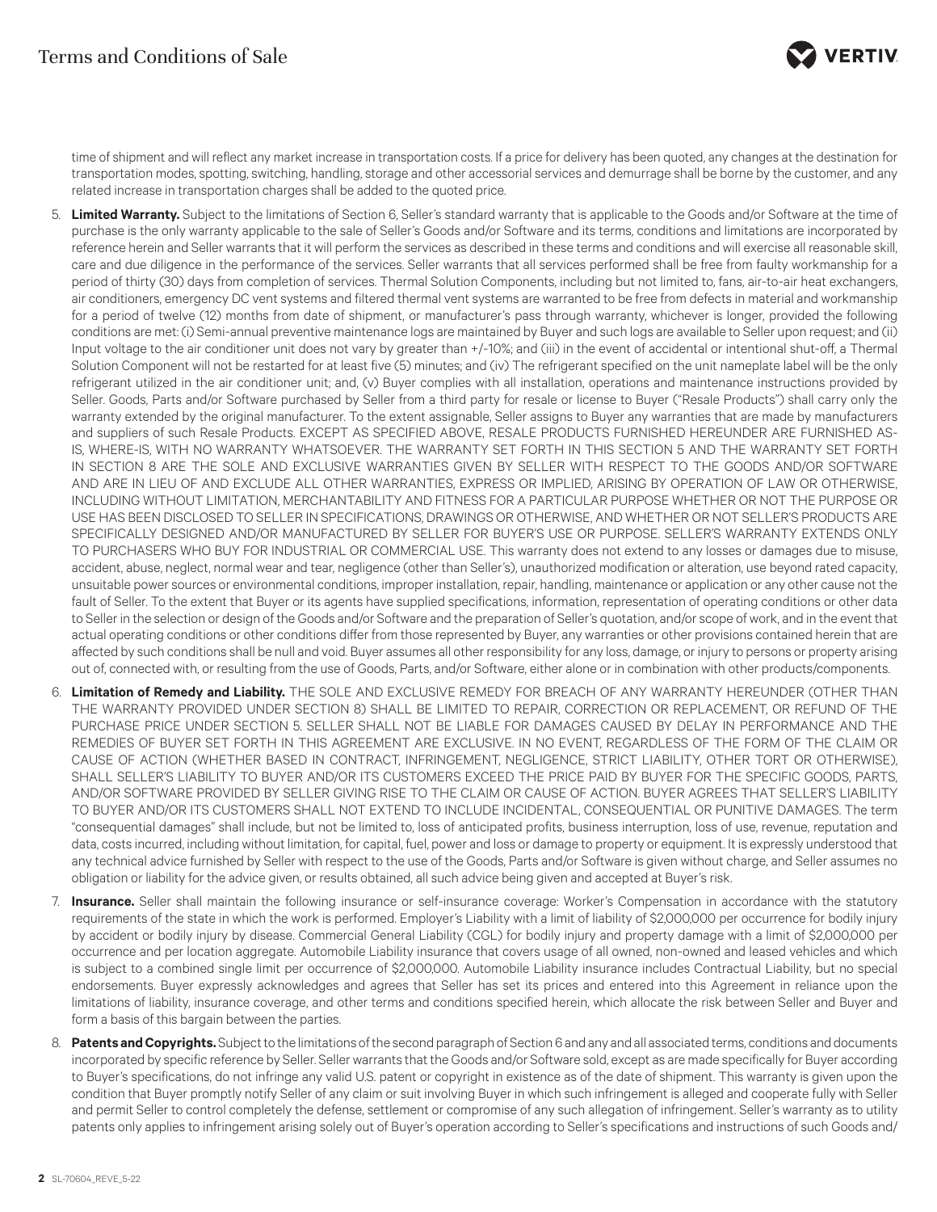time of shipment and will reflect any market increase in transportation costs. If a price for delivery has been quoted, any changes at the destination for transportation modes, spotting, switching, handling, storage and other accessorial services and demurrage shall be borne by the customer, and any related increase in transportation charges shall be added to the quoted price.

5. **Limited Warranty.** Subject to the limitations of Section 6, Seller's standard warranty that is applicable to the Goods and/or Software at the time of purchase is the only warranty applicable to the sale of Seller's Goods and/or Software and its terms, conditions and limitations are incorporated by reference herein and Seller warrants that it will perform the services as described in these terms and conditions and will exercise all reasonable skill, care and due diligence in the performance of the services. Seller warrants that all services performed shall be free from faulty workmanship for a period of thirty (30) days from completion of services. Thermal Solution Components, including but not limited to, fans, air-to-air heat exchangers, air conditioners, emergency DC vent systems and filtered thermal vent systems are warranted to be free from defects in material and workmanship for a period of twelve (12) months from date of shipment, or manufacturer's pass through warranty, whichever is longer, provided the following conditions are met: (i) Semi-annual preventive maintenance logs are maintained by Buyer and such logs are available to Seller upon request; and (ii) Input voltage to the air conditioner unit does not vary by greater than +/-10%; and (iii) in the event of accidental or intentional shut-off, a Thermal Solution Component will not be restarted for at least five (5) minutes; and (iv) The refrigerant specified on the unit nameplate label will be the only refrigerant utilized in the air conditioner unit; and, (v) Buyer complies with all installation, operations and maintenance instructions provided by Seller. Goods, Parts and/or Software purchased by Seller from a third party for resale or license to Buyer ("Resale Products") shall carry only the warranty extended by the original manufacturer. To the extent assignable, Seller assigns to Buyer any warranties that are made by manufacturers and suppliers of such Resale Products. EXCEPT AS SPECIFIED ABOVE, RESALE PRODUCTS FURNISHED HEREUNDER ARE FURNISHED AS-IS, WHERE-IS, WITH NO WARRANTY WHATSOEVER. THE WARRANTY SET FORTH IN THIS SECTION 5 AND THE WARRANTY SET FORTH IN SECTION 8 ARE THE SOLE AND EXCLUSIVE WARRANTIES GIVEN BY SELLER WITH RESPECT TO THE GOODS AND/OR SOFTWARE AND ARE IN LIEU OF AND EXCLUDE ALL OTHER WARRANTIES, EXPRESS OR IMPLIED, ARISING BY OPERATION OF LAW OR OTHERWISE, INCLUDING WITHOUT LIMITATION, MERCHANTABILITY AND FITNESS FOR A PARTICULAR PURPOSE WHETHER OR NOT THE PURPOSE OR USE HAS BEEN DISCLOSED TO SELLER IN SPECIFICATIONS, DRAWINGS OR OTHERWISE, AND WHETHER OR NOT SELLER'S PRODUCTS ARE SPECIFICALLY DESIGNED AND/OR MANUFACTURED BY SELLER FOR BUYER'S USE OR PURPOSE. SELLER'S WARRANTY EXTENDS ONLY TO PURCHASERS WHO BUY FOR INDUSTRIAL OR COMMERCIAL USE. This warranty does not extend to any losses or damages due to misuse, accident, abuse, neglect, normal wear and tear, negligence (other than Seller's), unauthorized modification or alteration, use beyond rated capacity, unsuitable power sources or environmental conditions, improper installation, repair, handling, maintenance or application or any other cause not the fault of Seller. To the extent that Buyer or its agents have supplied specifications, information, representation of operating conditions or other data to Seller in the selection or design of the Goods and/or Software and the preparation of Seller's quotation, and/or scope of work, and in the event that actual operating conditions or other conditions differ from those represented by Buyer, any warranties or other provisions contained herein that are affected by such conditions shall be null and void. Buyer assumes all other responsibility for any loss, damage, or injury to persons or property arising out of, connected with, or resulting from the use of Goods, Parts, and/or Software, either alone or in combination with other products/components.

6. **Limitation of Remedy and Liability.** THE SOLE AND EXCLUSIVE REMEDY FOR BREACH OF ANY WARRANTY HEREUNDER (OTHER THAN THE WARRANTY PROVIDED UNDER SECTION 8) SHALL BE LIMITED TO REPAIR, CORRECTION OR REPLACEMENT, OR REFUND OF THE PURCHASE PRICE UNDER SECTION 5. SELLER SHALL NOT BE LIABLE FOR DAMAGES CAUSED BY DELAY IN PERFORMANCE AND THE REMEDIES OF BUYER SET FORTH IN THIS AGREEMENT ARE EXCLUSIVE. IN NO EVENT, REGARDLESS OF THE FORM OF THE CLAIM OR CAUSE OF ACTION (WHETHER BASED IN CONTRACT, INFRINGEMENT, NEGLIGENCE, STRICT LIABILITY, OTHER TORT OR OTHERWISE), SHALL SELLER'S LIABILITY TO BUYER AND/OR ITS CUSTOMERS EXCEED THE PRICE PAID BY BUYER FOR THE SPECIFIC GOODS, PARTS, AND/OR SOFTWARE PROVIDED BY SELLER GIVING RISE TO THE CLAIM OR CAUSE OF ACTION. BUYER AGREES THAT SELLER'S LIABILITY TO BUYER AND/OR ITS CUSTOMERS SHALL NOT EXTEND TO INCLUDE INCIDENTAL, CONSEQUENTIAL OR PUNITIVE DAMAGES. The term "consequential damages" shall include, but not be limited to, loss of anticipated profits, business interruption, loss of use, revenue, reputation and data, costs incurred, including without limitation, for capital, fuel, power and loss or damage to property or equipment. It is expressly understood that any technical advice furnished by Seller with respect to the use of the Goods, Parts and/or Software is given without charge, and Seller assumes no obligation or liability for the advice given, or results obtained, all such advice being given and accepted at Buyer's risk.

7. **Insurance.** Seller shall maintain the following insurance or self-insurance coverage: Worker's Compensation in accordance with the statutory requirements of the state in which the work is performed. Employer's Liability with a limit of liability of $2,000,000 per occurrence for bodily injury by accident or bodily injury by disease. Commercial General Liability (CGL) for bodily injury and property damage with a limit of $2,000,000 per occurrence and per location aggregate. Automobile Liability insurance that covers usage of all owned, non-owned and leased vehicles and which is subject to a combined single limit per occurrence of $2,000,000. Automobile Liability insurance includes Contractual Liability, but no special endorsements. Buyer expressly acknowledges and agrees that Seller has set its prices and entered into this Agreement in reliance upon the limitations of liability, insurance coverage, and other terms and conditions specified herein, which allocate the risk between Seller and Buyer and form a basis of this bargain between the parties.

8. **Patents and Copyrights.** Subject to the limitations of the second paragraph of Section 6 and any and all associated terms, conditions and documents incorporated by specific reference by Seller. Seller warrants that the Goods and/or Software sold, except as are made specifically for Buyer according to Buyer's specifications, do not infringe any valid U.S. patent or copyright in existence as of the date of shipment. This warranty is given upon the condition that Buyer promptly notify Seller of any claim or suit involving Buyer in which such infringement is alleged and cooperate fully with Seller and permit Seller to control completely the defense, settlement or compromise of any such allegation of infringement. Seller's warranty as to utility patents only applies to infringement arising solely out of Buyer's operation according to Seller's specifications and instructions of such Goods and/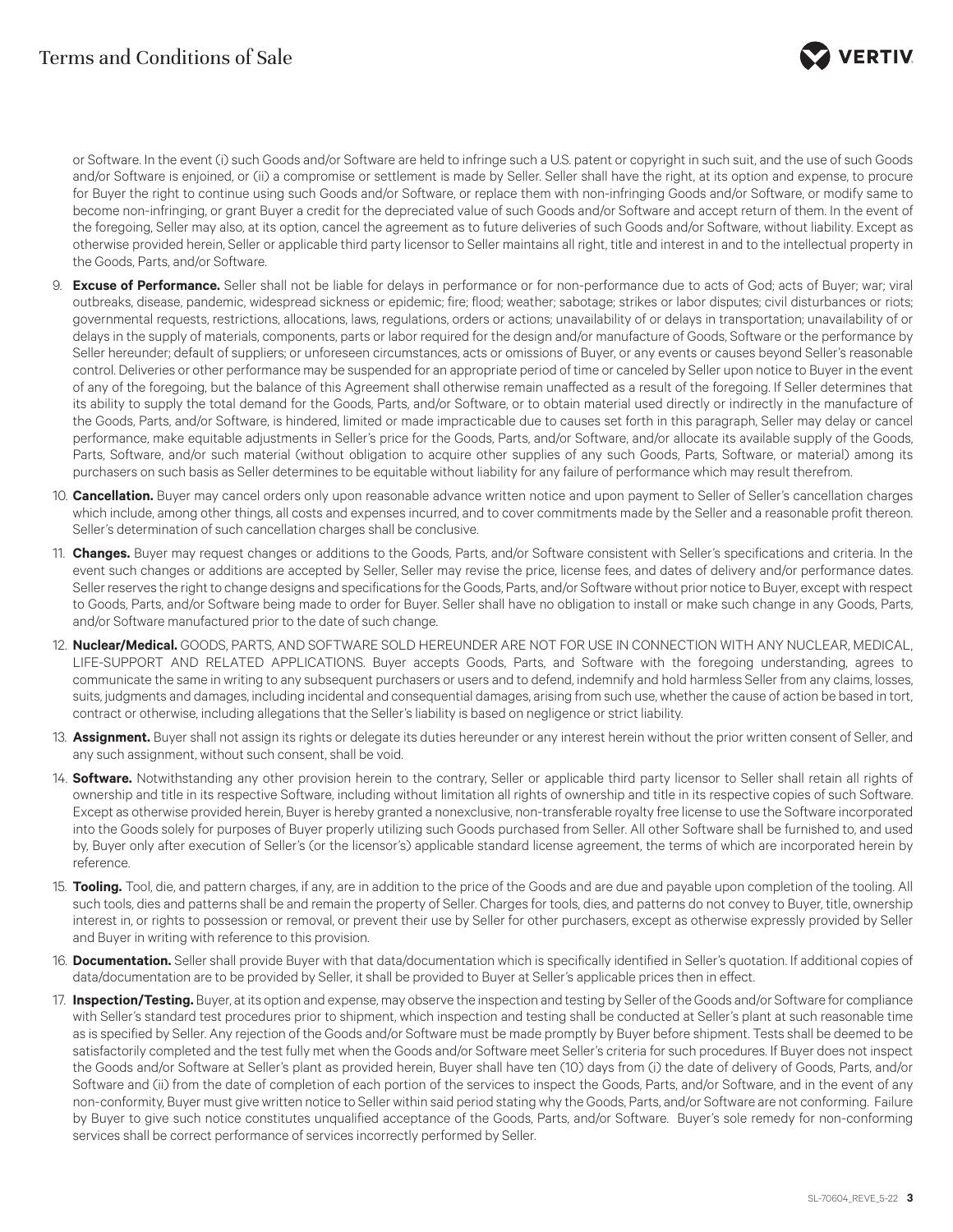or Software. In the event (i) such Goods and/or Software are held to infringe such a U.S. patent or copyright in such suit, and the use of such Goods and/or Software is enjoined, or (ii) a compromise or settlement is made by Seller. Seller shall have the right, at its option and expense, to procure for Buyer the right to continue using such Goods and/or Software, or replace them with non-infringing Goods and/or Software, or modify same to become non-infringing, or grant Buyer a credit for the depreciated value of such Goods and/or Software and accept return of them. In the event of the foregoing, Seller may also, at its option, cancel the agreement as to future deliveries of such Goods and/or Software, without liability. Except as otherwise provided herein, Seller or applicable third party licensor to Seller maintains all right, title and interest in and to the intellectual property in the Goods, Parts, and/or Software.

9. **Excuse of Performance.** Seller shall not be liable for delays in performance or for non-performance due to acts of God; acts of Buyer; war; viral outbreaks, disease, pandemic, widespread sickness or epidemic; fire; flood; weather; sabotage; strikes or labor disputes; civil disturbances or riots; governmental requests, restrictions, allocations, laws, regulations, orders or actions; unavailability of or delays in transportation; unavailability of or delays in the supply of materials, components, parts or labor required for the design and/or manufacture of Goods, Software or the performance by Seller hereunder; default of suppliers; or unforeseen circumstances, acts or omissions of Buyer, or any events or causes beyond Seller's reasonable control. Deliveries or other performance may be suspended for an appropriate period of time or canceled by Seller upon notice to Buyer in the event of any of the foregoing, but the balance of this Agreement shall otherwise remain unaffected as a result of the foregoing. If Seller determines that its ability to supply the total demand for the Goods, Parts, and/or Software, or to obtain material used directly or indirectly in the manufacture of the Goods, Parts, and/or Software, is hindered, limited or made impracticable due to causes set forth in this paragraph, Seller may delay or cancel performance, make equitable adjustments in Seller's price for the Goods, Parts, and/or Software, and/or allocate its available supply of the Goods, Parts, Software, and/or such material (without obligation to acquire other supplies of any such Goods, Parts, Software, or material) among its purchasers on such basis as Seller determines to be equitable without liability for any failure of performance which may result therefrom.

10. **Cancellation.** Buyer may cancel orders only upon reasonable advance written notice and upon payment to Seller of Seller's cancellation charges which include, among other things, all costs and expenses incurred, and to cover commitments made by the Seller and a reasonable profit thereon. Seller's determination of such cancellation charges shall be conclusive.

11. **Changes.** Buyer may request changes or additions to the Goods, Parts, and/or Software consistent with Seller's specifications and criteria. In the event such changes or additions are accepted by Seller, Seller may revise the price, license fees, and dates of delivery and/or performance dates. Seller reserves the right to change designs and specifications for the Goods, Parts, and/or Software without prior notice to Buyer, except with respect to Goods, Parts, and/or Software being made to order for Buyer. Seller shall have no obligation to install or make such change in any Goods, Parts, and/or Software manufactured prior to the date of such change.

12. **Nuclear/Medical.** GOODS, PARTS, AND SOFTWARE SOLD HEREUNDER ARE NOT FOR USE IN CONNECTION WITH ANY NUCLEAR, MEDICAL, LIFE-SUPPORT AND RELATED APPLICATIONS. Buyer accepts Goods, Parts, and Software with the foregoing understanding, agrees to communicate the same in writing to any subsequent purchasers or users and to defend, indemnify and hold harmless Seller from any claims, losses, suits, judgments and damages, including incidental and consequential damages, arising from such use, whether the cause of action be based in tort, contract or otherwise, including allegations that the Seller's liability is based on negligence or strict liability.

13. **Assignment.** Buyer shall not assign its rights or delegate its duties hereunder or any interest herein without the prior written consent of Seller, and any such assignment, without such consent, shall be void.

14. **Software.** Notwithstanding any other provision herein to the contrary, Seller or applicable third party licensor to Seller shall retain all rights of ownership and title in its respective Software, including without limitation all rights of ownership and title in its respective copies of such Software. Except as otherwise provided herein, Buyer is hereby granted a nonexclusive, non-transferable royalty free license to use the Software incorporated into the Goods solely for purposes of Buyer properly utilizing such Goods purchased from Seller. All other Software shall be furnished to, and used by, Buyer only after execution of Seller's (or the licensor's) applicable standard license agreement, the terms of which are incorporated herein by reference.

15. **Tooling.** Tool, die, and pattern charges, if any, are in addition to the price of the Goods and are due and payable upon completion of the tooling. All such tools, dies and patterns shall be and remain the property of Seller. Charges for tools, dies, and patterns do not convey to Buyer, title, ownership interest in, or rights to possession or removal, or prevent their use by Seller for other purchasers, except as otherwise expressly provided by Seller and Buyer in writing with reference to this provision.

16. **Documentation.** Seller shall provide Buyer with that data/documentation which is specifically identified in Seller's quotation. If additional copies of data/documentation are to be provided by Seller, it shall be provided to Buyer at Seller's applicable prices then in effect.

17. **Inspection/Testing.** Buyer, at its option and expense, may observe the inspection and testing by Seller of the Goods and/or Software for compliance with Seller's standard test procedures prior to shipment, which inspection and testing shall be conducted at Seller's plant at such reasonable time as is specified by Seller. Any rejection of the Goods and/or Software must be made promptly by Buyer before shipment. Tests shall be deemed to be satisfactorily completed and the test fully met when the Goods and/or Software meet Seller's criteria for such procedures. If Buyer does not inspect the Goods and/or Software at Seller's plant as provided herein, Buyer shall have ten (10) days from (i) the date of delivery of Goods, Parts, and/or Software and (ii) from the date of completion of each portion of the services to inspect the Goods, Parts, and/or Software, and in the event of any non-conformity, Buyer must give written notice to Seller within said period stating why the Goods, Parts, and/or Software are not conforming. Failure by Buyer to give such notice constitutes unqualified acceptance of the Goods, Parts, and/or Software. Buyer's sole remedy for non-conforming services shall be correct performance of services incorrectly performed by Seller.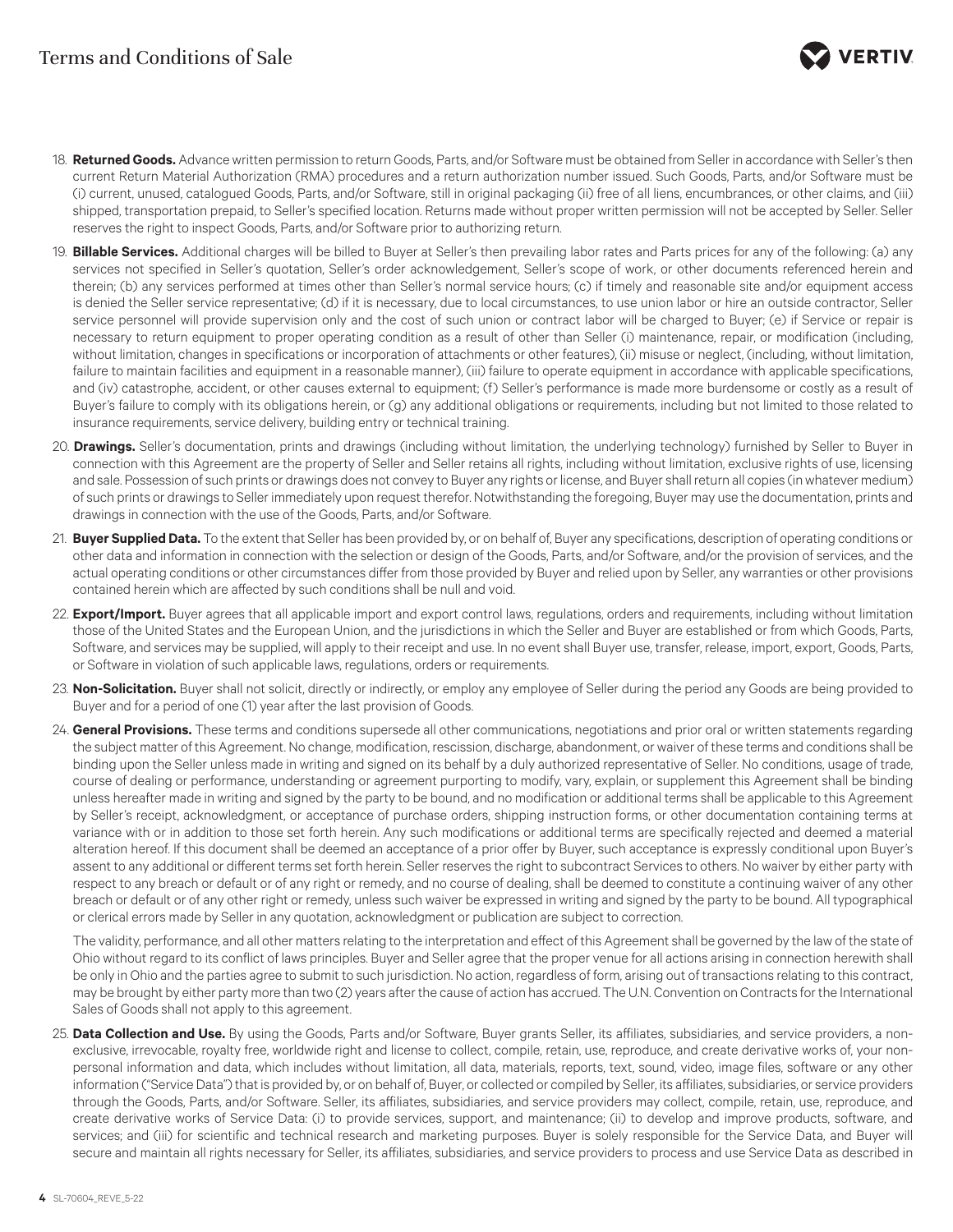18. **Returned Goods.** Advance written permission to return Goods, Parts, and/or Software must be obtained from Seller in accordance with Seller's then current Return Material Authorization (RMA) procedures and a return authorization number issued. Such Goods, Parts, and/or Software must be (i) current, unused, catalogued Goods, Parts, and/or Software, still in original packaging (ii) free of all liens, encumbrances, or other claims, and (iii) shipped, transportation prepaid, to Seller's specified location. Returns made without proper written permission will not be accepted by Seller. Seller reserves the right to inspect Goods, Parts, and/or Software prior to authorizing return.

19. **Billable Services.** Additional charges will be billed to Buyer at Seller's then prevailing labor rates and Parts prices for any of the following: (a) any services not specified in Seller's quotation, Seller's order acknowledgement, Seller's scope of work, or other documents referenced herein and therein; (b) any services performed at times other than Seller's normal service hours; (c) if timely and reasonable site and/or equipment access is denied the Seller service representative; (d) if it is necessary, due to local circumstances, to use union labor or hire an outside contractor, Seller service personnel will provide supervision only and the cost of such union or contract labor will be charged to Buyer; (e) if Service or repair is necessary to return equipment to proper operating condition as a result of other than Seller (i) maintenance, repair, or modification (including, without limitation, changes in specifications or incorporation of attachments or other features), (ii) misuse or neglect, (including, without limitation, failure to maintain facilities and equipment in a reasonable manner), (iii) failure to operate equipment in accordance with applicable specifications, and (iv) catastrophe, accident, or other causes external to equipment; (f) Seller's performance is made more burdensome or costly as a result of Buyer's failure to comply with its obligations herein, or (g) any additional obligations or requirements, including but not limited to those related to insurance requirements, service delivery, building entry or technical training.

20. **Drawings.** Seller's documentation, prints and drawings (including without limitation, the underlying technology) furnished by Seller to Buyer in connection with this Agreement are the property of Seller and Seller retains all rights, including without limitation, exclusive rights of use, licensing and sale. Possession of such prints or drawings does not convey to Buyer any rights or license, and Buyer shall return all copies (in whatever medium) of such prints or drawings to Seller immediately upon request therefor. Notwithstanding the foregoing, Buyer may use the documentation, prints and drawings in connection with the use of the Goods, Parts, and/or Software.

21. **Buyer Supplied Data.** To the extent that Seller has been provided by, or on behalf of, Buyer any specifications, description of operating conditions or other data and information in connection with the selection or design of the Goods, Parts, and/or Software, and/or the provision of services, and the actual operating conditions or other circumstances differ from those provided by Buyer and relied upon by Seller, any warranties or other provisions contained herein which are affected by such conditions shall be null and void.

22. **Export/Import.** Buyer agrees that all applicable import and export control laws, regulations, orders and requirements, including without limitation those of the United States and the European Union, and the jurisdictions in which the Seller and Buyer are established or from which Goods, Parts, Software, and services may be supplied, will apply to their receipt and use. In no event shall Buyer use, transfer, release, import, export, Goods, Parts, or Software in violation of such applicable laws, regulations, orders or requirements.

23. **Non-Solicitation.** Buyer shall not solicit, directly or indirectly, or employ any employee of Seller during the period any Goods are being provided to Buyer and for a period of one (1) year after the last provision of Goods.

24. **General Provisions.** These terms and conditions supersede all other communications, negotiations and prior oral or written statements regarding the subject matter of this Agreement. No change, modification, rescission, discharge, abandonment, or waiver of these terms and conditions shall be binding upon the Seller unless made in writing and signed on its behalf by a duly authorized representative of Seller. No conditions, usage of trade, course of dealing or performance, understanding or agreement purporting to modify, vary, explain, or supplement this Agreement shall be binding unless hereafter made in writing and signed by the party to be bound, and no modification or additional terms shall be applicable to this Agreement by Seller's receipt, acknowledgment, or acceptance of purchase orders, shipping instruction forms, or other documentation containing terms at variance with or in addition to those set forth herein. Any such modifications or additional terms are specifically rejected and deemed a material alteration hereof. If this document shall be deemed an acceptance of a prior offer by Buyer, such acceptance is expressly conditional upon Buyer's assent to any additional or different terms set forth herein. Seller reserves the right to subcontract Services to others. No waiver by either party with respect to any breach or default or of any right or remedy, and no course of dealing, shall be deemed to constitute a continuing waiver of any other breach or default or of any other right or remedy, unless such waiver be expressed in writing and signed by the party to be bound. All typographical or clerical errors made by Seller in any quotation, acknowledgment or publication are subject to correction.

    The validity, performance, and all other matters relating to the interpretation and effect of this Agreement shall be governed by the law of the state of Ohio without regard to its conflict of laws principles. Buyer and Seller agree that the proper venue for all actions arising in connection herewith shall be only in Ohio and the parties agree to submit to such jurisdiction. No action, regardless of form, arising out of transactions relating to this contract, may be brought by either party more than two (2) years after the cause of action has accrued. The U.N. Convention on Contracts for the International Sales of Goods shall not apply to this agreement.

25. **Data Collection and Use.** By using the Goods, Parts and/or Software, Buyer grants Seller, its affiliates, subsidiaries, and service providers, a non-exclusive, irrevocable, royalty free, worldwide right and license to collect, compile, retain, use, reproduce, and create derivative works of, your non-personal information and data, which includes without limitation, all data, materials, reports, text, sound, video, image files, software or any other information ("Service Data") that is provided by, or on behalf of, Buyer, or collected or compiled by Seller, its affiliates, subsidiaries, or service providers through the Goods, Parts, and/or Software. Seller, its affiliates, subsidiaries, and service providers may collect, compile, retain, use, reproduce, and create derivative works of Service Data: (i) to provide services, support, and maintenance; (ii) to develop and improve products, software, and services; and (iii) for scientific and technical research and marketing purposes. Buyer is solely responsible for the Service Data, and Buyer will secure and maintain all rights necessary for Seller, its affiliates, subsidiaries, and service providers to process and use Service Data as described in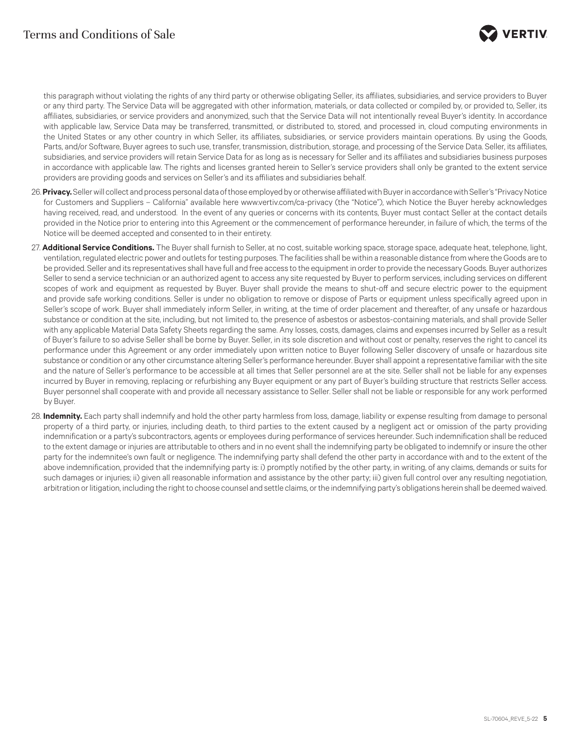this paragraph without violating the rights of any third party or otherwise obligating Seller, its affiliates, subsidiaries, and service providers to Buyer or any third party. The Service Data will be aggregated with other information, materials, or data collected or compiled by, or provided to, Seller, its affiliates, subsidiaries, or service providers and anonymized, such that the Service Data will not intentionally reveal Buyer's identity. In accordance with applicable law, Service Data may be transferred, transmitted, or distributed to, stored, and processed in, cloud computing environments in the United States or any other country in which Seller, its affiliates, subsidiaries, or service providers maintain operations. By using the Goods, Parts, and/or Software, Buyer agrees to such use, transfer, transmission, distribution, storage, and processing of the Service Data. Seller, its affiliates, subsidiaries, and service providers will retain Service Data for as long as is necessary for Seller and its affiliates and subsidiaries business purposes in accordance with applicable law. The rights and licenses granted herein to Seller's service providers shall only be granted to the extent service providers are providing goods and services on Seller's and its affiliates and subsidiaries behalf.

26. **Privacy.** Seller will collect and process personal data of those employed by or otherwise affiliated with Buyer in accordance with Seller's "Privacy Notice for Customers and Suppliers – California" available here www.vertiv.com/ca-privacy (the "Notice"), which Notice the Buyer hereby acknowledges having received, read, and understood. In the event of any queries or concerns with its contents, Buyer must contact Seller at the contact details provided in the Notice prior to entering into this Agreement or the commencement of performance hereunder, in failure of which, the terms of the Notice will be deemed accepted and consented to in their entirety.

27. **Additional Service Conditions.** The Buyer shall furnish to Seller, at no cost, suitable working space, storage space, adequate heat, telephone, light, ventilation, regulated electric power and outlets for testing purposes. The facilities shall be within a reasonable distance from where the Goods are to be provided. Seller and its representatives shall have full and free access to the equipment in order to provide the necessary Goods. Buyer authorizes Seller to send a service technician or an authorized agent to access any site requested by Buyer to perform services, including services on different scopes of work and equipment as requested by Buyer. Buyer shall provide the means to shut-off and secure electric power to the equipment and provide safe working conditions. Seller is under no obligation to remove or dispose of Parts or equipment unless specifically agreed upon in Seller's scope of work. Buyer shall immediately inform Seller, in writing, at the time of order placement and thereafter, of any unsafe or hazardous substance or condition at the site, including, but not limited to, the presence of asbestos or asbestos-containing materials, and shall provide Seller with any applicable Material Data Safety Sheets regarding the same. Any losses, costs, damages, claims and expenses incurred by Seller as a result of Buyer's failure to so advise Seller shall be borne by Buyer. Seller, in its sole discretion and without cost or penalty, reserves the right to cancel its performance under this Agreement or any order immediately upon written notice to Buyer following Seller discovery of unsafe or hazardous site substance or condition or any other circumstance altering Seller's performance hereunder. Buyer shall appoint a representative familiar with the site and the nature of Seller's performance to be accessible at all times that Seller personnel are at the site. Seller shall not be liable for any expenses incurred by Buyer in removing, replacing or refurbishing any Buyer equipment or any part of Buyer's building structure that restricts Seller access. Buyer personnel shall cooperate with and provide all necessary assistance to Seller. Seller shall not be liable or responsible for any work performed by Buyer.

28. **Indemnity.** Each party shall indemnify and hold the other party harmless from loss, damage, liability or expense resulting from damage to personal property of a third party, or injuries, including death, to third parties to the extent caused by a negligent act or omission of the party providing indemnification or a party's subcontractors, agents or employees during performance of services hereunder. Such indemnification shall be reduced to the extent damage or injuries are attributable to others and in no event shall the indemnifying party be obligated to indemnify or insure the other party for the indemnitee's own fault or negligence. The indemnifying party shall defend the other party in accordance with and to the extent of the above indemnification, provided that the indemnifying party is: i) promptly notified by the other party, in writing, of any claims, demands or suits for such damages or injuries; ii) given all reasonable information and assistance by the other party; iii) given full control over any resulting negotiation, arbitration or litigation, including the right to choose counsel and settle claims, or the indemnifying party's obligations herein shall be deemed waived.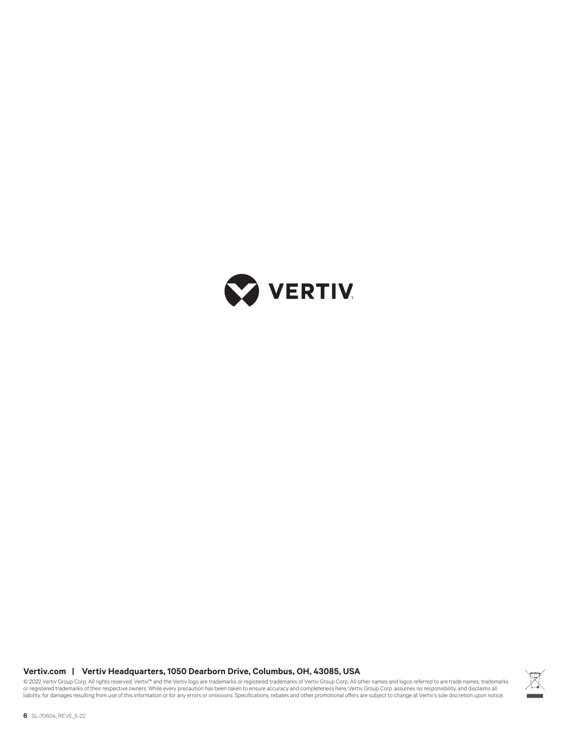VERTIV

**Vertiv.com | Vertiv Headquarters, 1050 Dearborn Drive, Columbus, OH, 43085, USA**

© 2022 Vertiv Group Corp. All rights reserved. Vertiv™ and the Vertiv logo are trademarks or registered trademarks of Vertiv Group Corp. All other names and logos referred to are trade names, trademarks or registered trademarks of their respective owners. While every precaution has been taken to ensure accuracy and completeness here, Vertiv Group Corp. assumes no responsibility, and disclaims all liability, for damages resulting from use of this information or for any errors or omissions. Specifications, rebates and other promotional offers are subject to change at Vertiv's sole discretion upon notice.

SL-70604_REVE_5-22